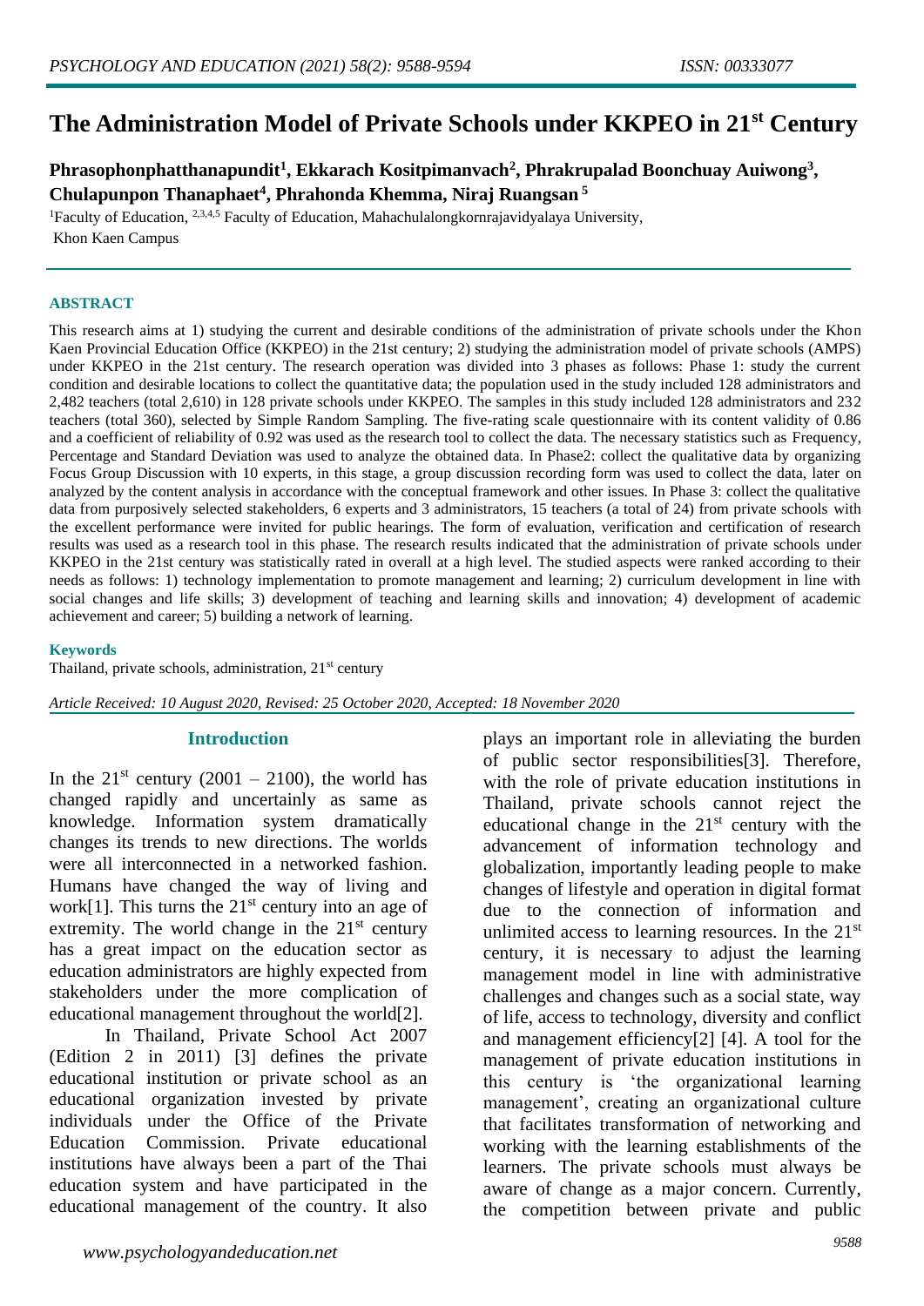# The Administration Model of Private Schools under KKPEO in 21st Century

**Phrasophonphatthanapundit[1], Ekkarach Kositpimanvach[2], Phrakrupalad Boonchuay Auiwong[3], Chulapunpon Thanaphaet[4], Phrahonda Khemma, Niraj Ruangsan [5]**

[1]Faculty of Education, [2,3,4,5] Faculty of Education, Mahachulalongkornrajavidyalaya University, Khon Kaen Campus

#### ABSTRACT

This research aims at 1) studying the current and desirable conditions of the administration of private schools under the Khon Kaen Provincial Education Office (KKPEO) in the 21st century; 2) studying the administration model of private schools (AMPS) under KKPEO in the 21st century. The research operation was divided into 3 phases as follows: Phase 1: study the current condition and desirable locations to collect the quantitative data; the population used in the study included 128 administrators and 2,482 teachers (total 2,610) in 128 private schools under KKPEO. The samples in this study included 128 administrators and 232 teachers (total 360), selected by Simple Random Sampling. The five-rating scale questionnaire with its content validity of 0.86 and a coefficient of reliability of 0.92 was used as the research tool to collect the data. The necessary statistics such as Frequency, Percentage and Standard Deviation was used to analyze the obtained data. In Phase2: collect the qualitative data by organizing Focus Group Discussion with 10 experts, in this stage, a group discussion recording form was used to collect the data, later on analyzed by the content analysis in accordance with the conceptual framework and other issues. In Phase 3: collect the qualitative data from purposively selected stakeholders, 6 experts and 3 administrators, 15 teachers (a total of 24) from private schools with the excellent performance were invited for public hearings. The form of evaluation, verification and certification of research results was used as a research tool in this phase. The research results indicated that the administration of private schools under KKPEO in the 21st century was statistically rated in overall at a high level. The studied aspects were ranked according to their needs as follows: 1) technology implementation to promote management and learning; 2) curriculum development in line with social changes and life skills; 3) development of teaching and learning skills and innovation; 4) development of academic achievement and career; 5) building a network of learning.

#### Keywords

Thailand, private schools, administration, 21st century

*Article Received: 10 August 2020, Revised: 25 October 2020, Accepted: 18 November 2020*

## Introduction

In the 21st century (2001 – 2100), the world has changed rapidly and uncertainly as same as knowledge. Information system dramatically changes its trends to new directions. The worlds were all interconnected in a networked fashion. Humans have changed the way of living and work[1]. This turns the 21st century into an age of extremity. The world change in the 21st century has a great impact on the education sector as education administrators are highly expected from stakeholders under the more complication of educational management throughout the world[2].

In Thailand, Private School Act 2007 (Edition 2 in 2011) [3] defines the private educational institution or private school as an educational organization invested by private individuals under the Office of the Private Education Commission. Private educational institutions have always been a part of the Thai education system and have participated in the educational management of the country. It also plays an important role in alleviating the burden of public sector responsibilities[3]. Therefore, with the role of private education institutions in Thailand, private schools cannot reject the educational change in the 21st century with the advancement of information technology and globalization, importantly leading people to make changes of lifestyle and operation in digital format due to the connection of information and unlimited access to learning resources. In the 21st century, it is necessary to adjust the learning management model in line with administrative challenges and changes such as a social state, way of life, access to technology, diversity and conflict and management efficiency[2] [4]. A tool for the management of private education institutions in this century is 'the organizational learning management', creating an organizational culture that facilitates transformation of networking and working with the learning establishments of the learners. The private schools must always be aware of change as a major concern. Currently, the competition between private and public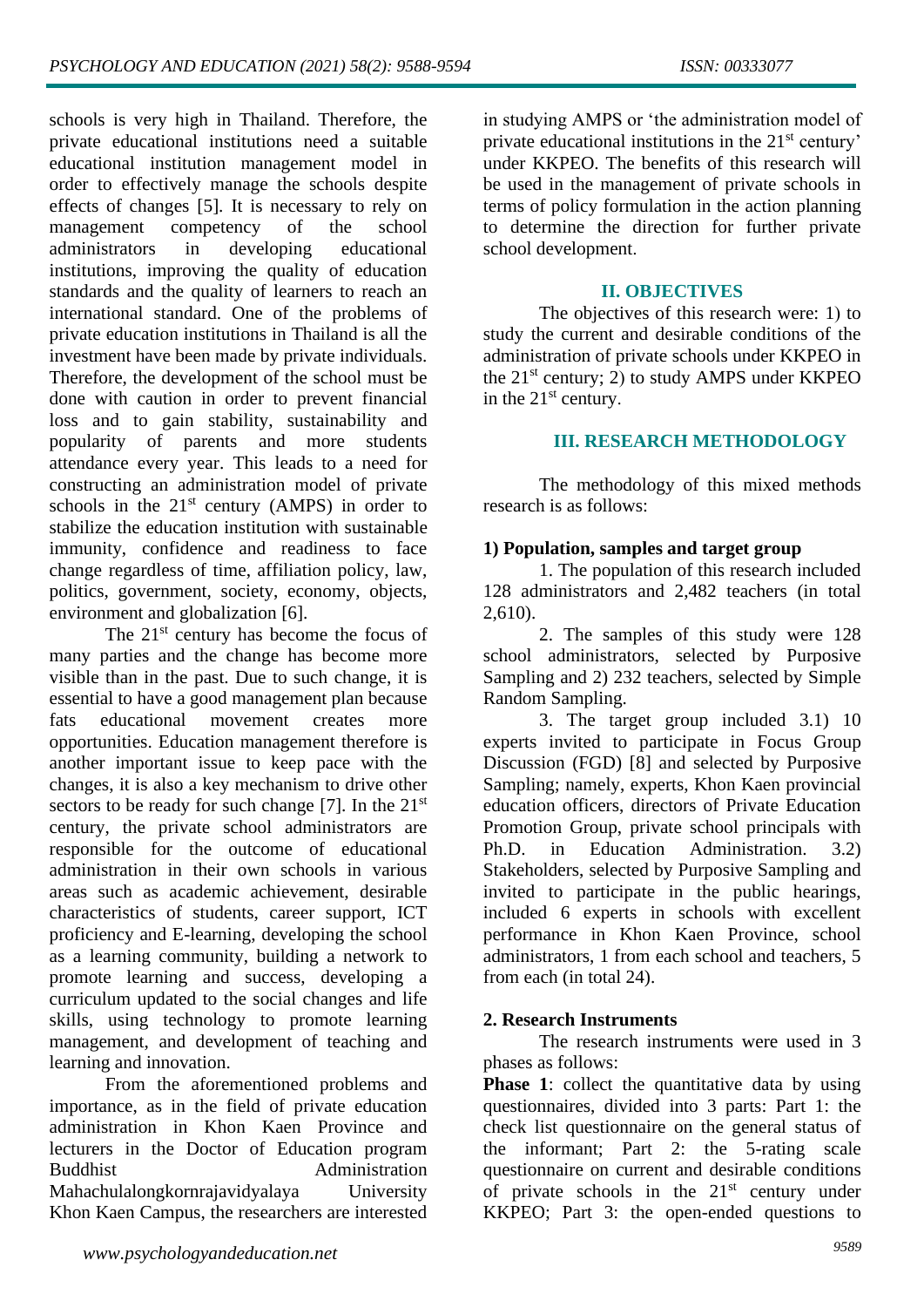schools is very high in Thailand. Therefore, the private educational institutions need a suitable educational institution management model in order to effectively manage the schools despite effects of changes [5]. It is necessary to rely on management competency of the school administrators in developing educational institutions, improving the quality of education standards and the quality of learners to reach an international standard. One of the problems of private education institutions in Thailand is all the investment have been made by private individuals. Therefore, the development of the school must be done with caution in order to prevent financial loss and to gain stability, sustainability and popularity of parents and more students attendance every year. This leads to a need for constructing an administration model of private schools in the 21st century (AMPS) in order to stabilize the education institution with sustainable immunity, confidence and readiness to face change regardless of time, affiliation policy, law, politics, government, society, economy, objects, environment and globalization [6].

The 21st century has become the focus of many parties and the change has become more visible than in the past. Due to such change, it is essential to have a good management plan because fats educational movement creates more opportunities. Education management therefore is another important issue to keep pace with the changes, it is also a key mechanism to drive other sectors to be ready for such change [7]. In the 21st century, the private school administrators are responsible for the outcome of educational administration in their own schools in various areas such as academic achievement, desirable characteristics of students, career support, ICT proficiency and E-learning, developing the school as a learning community, building a network to promote learning and success, developing a curriculum updated to the social changes and life skills, using technology to promote learning management, and development of teaching and learning and innovation.

From the aforementioned problems and importance, as in the field of private education administration in Khon Kaen Province and lecturers in the Doctor of Education program Buddhist Administration Mahachulalongkornrajavidyalaya University Khon Kaen Campus, the researchers are interested in studying AMPS or 'the administration model of private educational institutions in the 21st century' under KKPEO. The benefits of this research will be used in the management of private schools in terms of policy formulation in the action planning to determine the direction for further private school development.

## II. OBJECTIVES

The objectives of this research were: 1) to study the current and desirable conditions of the administration of private schools under KKPEO in the 21st century; 2) to study AMPS under KKPEO in the 21st century.

## III. RESEARCH METHODOLOGY

The methodology of this mixed methods research is as follows:

**1) Population, samples and target group**

1. The population of this research included 128 administrators and 2,482 teachers (in total 2,610).

2. The samples of this study were 128 school administrators, selected by Purposive Sampling and 2) 232 teachers, selected by Simple Random Sampling.

3. The target group included 3.1) 10 experts invited to participate in Focus Group Discussion (FGD) [8] and selected by Purposive Sampling; namely, experts, Khon Kaen provincial education officers, directors of Private Education Promotion Group, private school principals with Ph.D. in Education Administration. 3.2) Stakeholders, selected by Purposive Sampling and invited to participate in the public hearings, included 6 experts in schools with excellent performance in Khon Kaen Province, school administrators, 1 from each school and teachers, 5 from each (in total 24).

**2. Research Instruments**

The research instruments were used in 3 phases as follows:

**Phase 1**: collect the quantitative data by using questionnaires, divided into 3 parts: Part 1: the check list questionnaire on the general status of the informant; Part 2: the 5-rating scale questionnaire on current and desirable conditions of private schools in the 21st century under KKPEO; Part 3: the open-ended questions to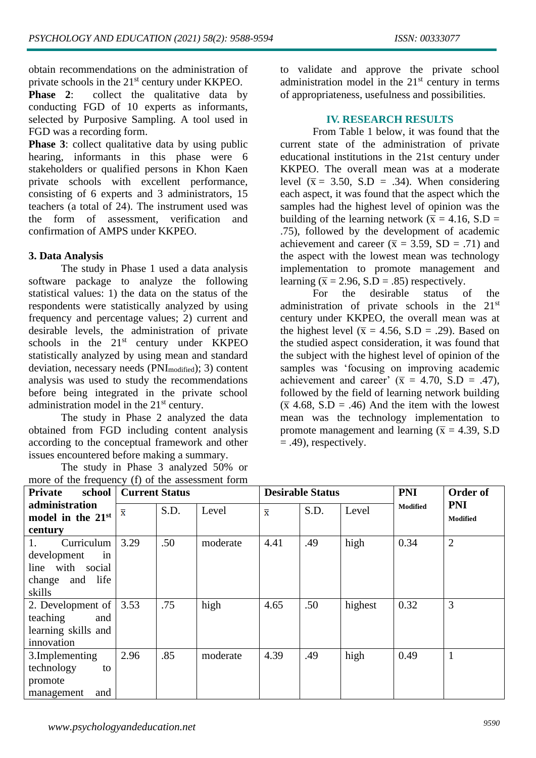obtain recommendations on the administration of private schools in the 21st century under KKPEO.

**Phase 2**: collect the qualitative data by conducting FGD of 10 experts as informants, selected by Purposive Sampling. A tool used in FGD was a recording form.

**Phase 3**: collect qualitative data by using public hearing, informants in this phase were 6 stakeholders or qualified persons in Khon Kaen private schools with excellent performance, consisting of 6 experts and 3 administrators, 15 teachers (a total of 24). The instrument used was the form of assessment, verification and confirmation of AMPS under KKPEO.

### 3. Data Analysis

The study in Phase 1 used a data analysis software package to analyze the following statistical values: 1) the data on the status of the respondents were statistically analyzed by using frequency and percentage values; 2) current and desirable levels, the administration of private schools in the 21st century under KKPEO statistically analyzed by using mean and standard deviation, necessary needs ($PNI_{modified}$); 3) content analysis was used to study the recommendations before being integrated in the private school administration model in the 21st century.

The study in Phase 2 analyzed the data obtained from FGD including content analysis according to the conceptual framework and other issues encountered before making a summary.

The study in Phase 3 analyzed 50% or more of the frequency (f) of the assessment form to validate and approve the private school administration model in the 21st century in terms of appropriateness, usefulness and possibilities.

## IV. RESEARCH RESULTS

From Table 1 below, it was found that the current state of the administration of private educational institutions in the 21st century under KKPEO. The overall mean was at a moderate level ($\bar{x}$ = 3.50, S.D = .34). When considering each aspect, it was found that the aspect which the samples had the highest level of opinion was the building of the learning network ($\bar{x}$ = 4.16, S.D = .75), followed by the development of academic achievement and career ($\bar{x}$ = 3.59, SD = .71) and the aspect with the lowest mean was technology implementation to promote management and learning ($\bar{x}$ = 2.96, S.D = .85) respectively.

For the desirable status of the administration of private schools in the 21st century under KKPEO, the overall mean was at the highest level ($\bar{x}$ = 4.56, S.D = .29). Based on the studied aspect consideration, it was found that the subject with the highest level of opinion of the samples was 'focusing on improving academic achievement and career' ($\bar{x}$ = 4.70, S.D = .47), followed by the field of learning network building ($\bar{x}$ 4.68, S.D = .46) And the item with the lowest mean was the technology implementation to promote management and learning ($\bar{x}$ = 4.39, S.D = .49), respectively.

| Private school administration model in the 21st century | Current Status | | | Desirable Status | | | PNI Modified | Order of PNI Modified |
|---|---|---|---|---|---|---|---|---|
| | $\bar{x}$ | S.D. | Level | $\bar{x}$ | S.D. | Level | | |
| 1. Curriculum development in line with social change and life skills | 3.29 | .50 | moderate | 4.41 | .49 | high | 0.34 | 2 |
| 2. Development of teaching and learning skills and innovation | 3.53 | .75 | high | 4.65 | .50 | highest | 0.32 | 3 |
| 3.Implementing technology to promote management and | 2.96 | .85 | moderate | 4.39 | .49 | high | 0.49 | 1 |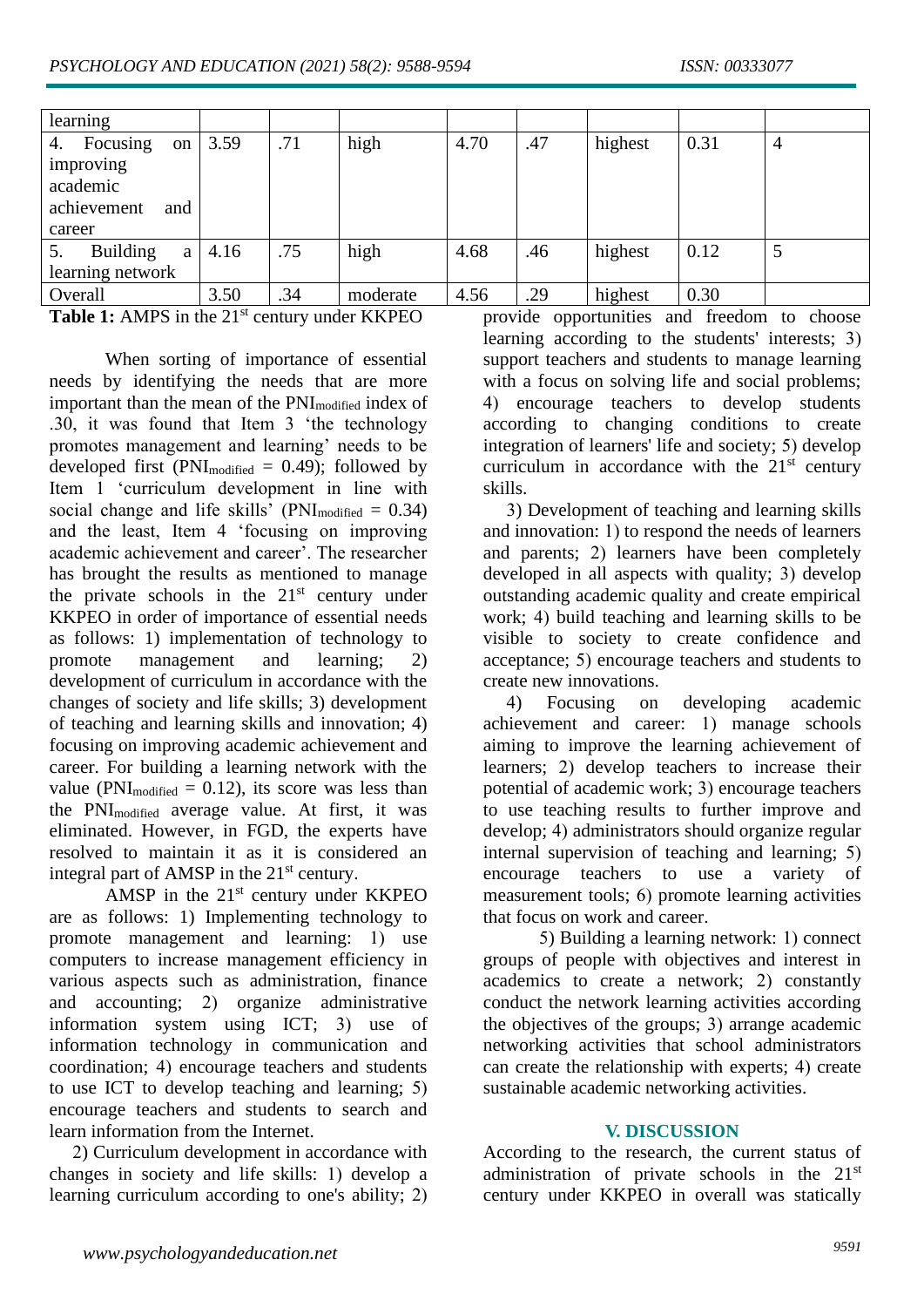| | | | | | | | | |
|---|---|---|---|---|---|---|---|---|
| learning | | | | | | | | |
| 4. Focusing on improving academic achievement and career | 3.59 | .71 | high | 4.70 | .47 | highest | 0.31 | 4 |
| 5. Building a learning network | 4.16 | .75 | high | 4.68 | .46 | highest | 0.12 | 5 |
| Overall | 3.50 | .34 | moderate | 4.56 | .29 | highest | 0.30 | |

**Table 1:** AMPS in the 21st century under KKPEO

When sorting of importance of essential needs by identifying the needs that are more important than the mean of the $PNI_{modified}$ index of .30, it was found that Item 3 'the technology promotes management and learning' needs to be developed first ($PNI_{modified}$ = 0.49); followed by Item 1 'curriculum development in line with social change and life skills' ($PNI_{modified}$ = 0.34) and the least, Item 4 'focusing on improving academic achievement and career'. The researcher has brought the results as mentioned to manage the private schools in the 21st century under KKPEO in order of importance of essential needs as follows: 1) implementation of technology to promote management and learning; 2) development of curriculum in accordance with the changes of society and life skills; 3) development of teaching and learning skills and innovation; 4) focusing on improving academic achievement and career. For building a learning network with the value ($PNI_{modified}$ = 0.12), its score was less than the $PNI_{modified}$ average value. At first, it was eliminated. However, in FGD, the experts have resolved to maintain it as it is considered an integral part of AMSP in the 21st century.

AMSP in the 21st century under KKPEO are as follows: 1) Implementing technology to promote management and learning: 1) use computers to increase management efficiency in various aspects such as administration, finance and accounting; 2) organize administrative information system using ICT; 3) use of information technology in communication and coordination; 4) encourage teachers and students to use ICT to develop teaching and learning; 5) encourage teachers and students to search and learn information from the Internet.

2) Curriculum development in accordance with changes in society and life skills: 1) develop a learning curriculum according to one's ability; 2) provide opportunities and freedom to choose learning according to the students' interests; 3) support teachers and students to manage learning with a focus on solving life and social problems; 4) encourage teachers to develop students according to changing conditions to create integration of learners' life and society; 5) develop curriculum in accordance with the 21st century skills.

3) Development of teaching and learning skills and innovation: 1) to respond the needs of learners and parents; 2) learners have been completely developed in all aspects with quality; 3) develop outstanding academic quality and create empirical work; 4) build teaching and learning skills to be visible to society to create confidence and acceptance; 5) encourage teachers and students to create new innovations.

4) Focusing on developing academic achievement and career: 1) manage schools aiming to improve the learning achievement of learners; 2) develop teachers to increase their potential of academic work; 3) encourage teachers to use teaching results to further improve and develop; 4) administrators should organize regular internal supervision of teaching and learning; 5) encourage teachers to use a variety of measurement tools; 6) promote learning activities that focus on work and career.

5) Building a learning network: 1) connect groups of people with objectives and interest in academics to create a network; 2) constantly conduct the network learning activities according the objectives of the groups; 3) arrange academic networking activities that school administrators can create the relationship with experts; 4) create sustainable academic networking activities.

## V. DISCUSSION

According to the research, the current status of administration of private schools in the 21st century under KKPEO in overall was statically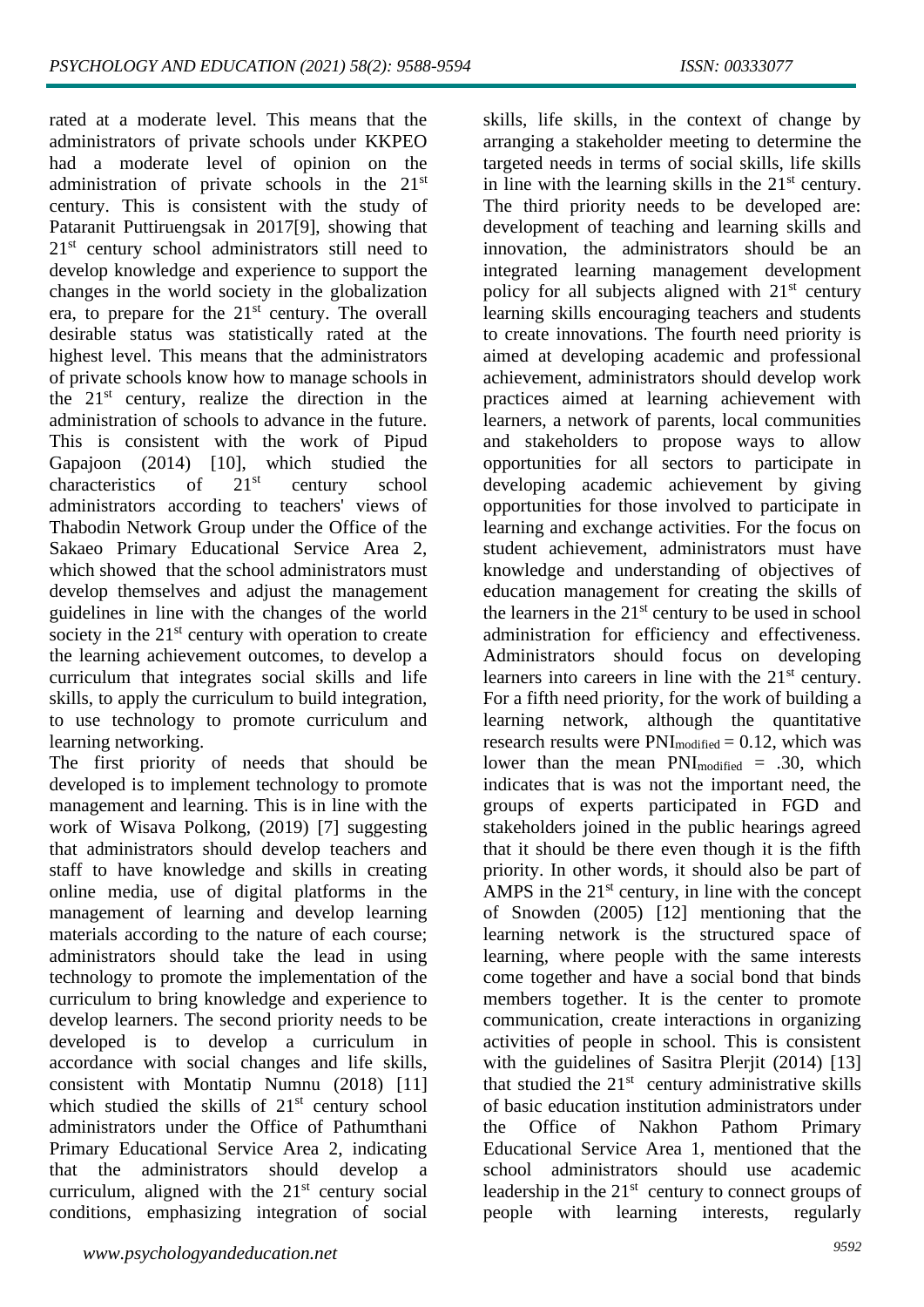rated at a moderate level. This means that the administrators of private schools under KKPEO had a moderate level of opinion on the administration of private schools in the 21st century. This is consistent with the study of Pataranit Puttiruengsak in 2017[9], showing that 21st century school administrators still need to develop knowledge and experience to support the changes in the world society in the globalization era, to prepare for the 21st century. The overall desirable status was statistically rated at the highest level. This means that the administrators of private schools know how to manage schools in the 21st century, realize the direction in the administration of schools to advance in the future. This is consistent with the work of Pipud Gapajoon (2014) [10], which studied the characteristics of 21st century school administrators according to teachers' views of Thabodin Network Group under the Office of the Sakaeo Primary Educational Service Area 2, which showed that the school administrators must develop themselves and adjust the management guidelines in line with the changes of the world society in the 21st century with operation to create the learning achievement outcomes, to develop a curriculum that integrates social skills and life skills, to apply the curriculum to build integration, to use technology to promote curriculum and learning networking.

The first priority of needs that should be developed is to implement technology to promote management and learning. This is in line with the work of Wisava Polkong, (2019) [7] suggesting that administrators should develop teachers and staff to have knowledge and skills in creating online media, use of digital platforms in the management of learning and develop learning materials according to the nature of each course; administrators should take the lead in using technology to promote the implementation of the curriculum to bring knowledge and experience to develop learners. The second priority needs to be developed is to develop a curriculum in accordance with social changes and life skills, consistent with Montatip Numnu (2018) [11] which studied the skills of 21st century school administrators under the Office of Pathumthani Primary Educational Service Area 2, indicating that the administrators should develop a curriculum, aligned with the 21st century social conditions, emphasizing integration of social skills, life skills, in the context of change by arranging a stakeholder meeting to determine the targeted needs in terms of social skills, life skills in line with the learning skills in the 21st century. The third priority needs to be developed are: development of teaching and learning skills and innovation, the administrators should be an integrated learning management development policy for all subjects aligned with 21st century learning skills encouraging teachers and students to create innovations. The fourth need priority is aimed at developing academic and professional achievement, administrators should develop work practices aimed at learning achievement with learners, a network of parents, local communities and stakeholders to propose ways to allow opportunities for all sectors to participate in developing academic achievement by giving opportunities for those involved to participate in learning and exchange activities. For the focus on student achievement, administrators must have knowledge and understanding of objectives of education management for creating the skills of the learners in the 21st century to be used in school administration for efficiency and effectiveness. Administrators should focus on developing learners into careers in line with the 21st century. For a fifth need priority, for the work of building a learning network, although the quantitative research results were $PNI_{modified} = 0.12$, which was lower than the mean $PNI_{modified} = .30$, which indicates that is was not the important need, the groups of experts participated in FGD and stakeholders joined in the public hearings agreed that it should be there even though it is the fifth priority. In other words, it should also be part of AMPS in the 21st century, in line with the concept of Snowden (2005) [12] mentioning that the learning network is the structured space of learning, where people with the same interests come together and have a social bond that binds members together. It is the center to promote communication, create interactions in organizing activities of people in school. This is consistent with the guidelines of Sasitra Plerjit (2014) [13] that studied the 21st century administrative skills of basic education institution administrators under the Office of Nakhon Pathom Primary Educational Service Area 1, mentioned that the school administrators should use academic leadership in the 21st century to connect groups of people with learning interests, regularly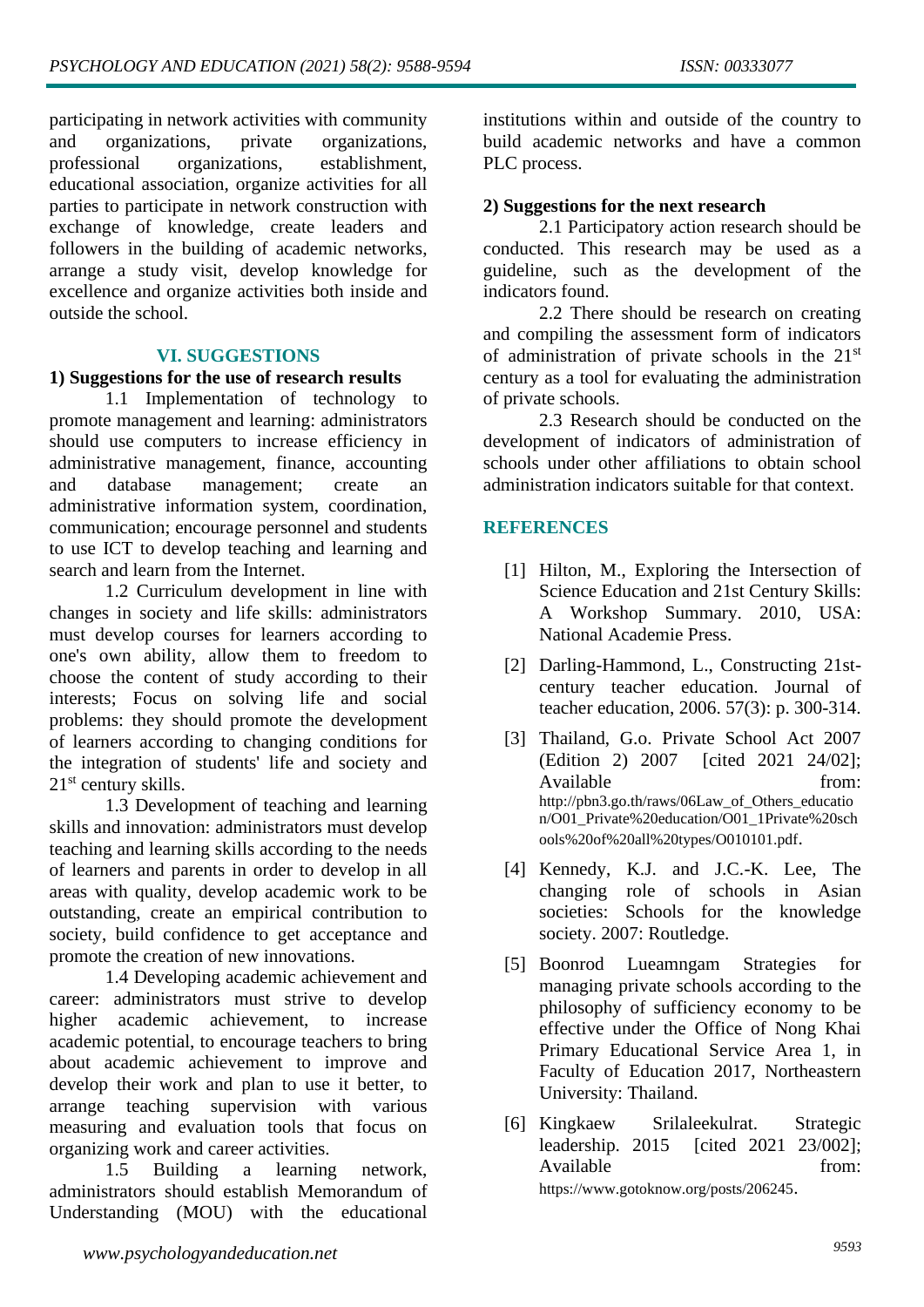participating in network activities with community and organizations, private organizations, professional organizations, establishment, educational association, organize activities for all parties to participate in network construction with exchange of knowledge, create leaders and followers in the building of academic networks, arrange a study visit, develop knowledge for excellence and organize activities both inside and outside the school.

## VI. SUGGESTIONS

**1) Suggestions for the use of research results**

1.1 Implementation of technology to promote management and learning: administrators should use computers to increase efficiency in administrative management, finance, accounting and database management; create an administrative information system, coordination, communication; encourage personnel and students to use ICT to develop teaching and learning and search and learn from the Internet.

1.2 Curriculum development in line with changes in society and life skills: administrators must develop courses for learners according to one's own ability, allow them to freedom to choose the content of study according to their interests; Focus on solving life and social problems: they should promote the development of learners according to changing conditions for the integration of students' life and society and 21st century skills.

1.3 Development of teaching and learning skills and innovation: administrators must develop teaching and learning skills according to the needs of learners and parents in order to develop in all areas with quality, develop academic work to be outstanding, create an empirical contribution to society, build confidence to get acceptance and promote the creation of new innovations.

1.4 Developing academic achievement and career: administrators must strive to develop higher academic achievement, to increase academic potential, to encourage teachers to bring about academic achievement to improve and develop their work and plan to use it better, to arrange teaching supervision with various measuring and evaluation tools that focus on organizing work and career activities.

1.5 Building a learning network, administrators should establish Memorandum of Understanding (MOU) with the educational institutions within and outside of the country to build academic networks and have a common PLC process.

**2) Suggestions for the next research**

2.1 Participatory action research should be conducted. This research may be used as a guideline, such as the development of the indicators found.

2.2 There should be research on creating and compiling the assessment form of indicators of administration of private schools in the 21st century as a tool for evaluating the administration of private schools.

2.3 Research should be conducted on the development of indicators of administration of schools under other affiliations to obtain school administration indicators suitable for that context.

## REFERENCES

[1] Hilton, M., Exploring the Intersection of Science Education and 21st Century Skills: A Workshop Summary. 2010, USA: National Academie Press.

[2] Darling-Hammond, L., Constructing 21st-century teacher education. Journal of teacher education, 2006. 57(3): p. 300-314.

[3] Thailand, G.o. Private School Act 2007 (Edition 2) 2007 [cited 2021 24/02]; Available from: http://pbn3.go.th/raws/06Law_of_Others_education/O01_Private%20education/O01_1Private%20schools%20of%20all%20types/O010101.pdf.

[4] Kennedy, K.J. and J.C.-K. Lee, The changing role of schools in Asian societies: Schools for the knowledge society. 2007: Routledge.

[5] Boonrod Lueamngam Strategies for managing private schools according to the philosophy of sufficiency economy to be effective under the Office of Nong Khai Primary Educational Service Area 1, in Faculty of Education 2017, Northeastern University: Thailand.

[6] Kingkaew Srilaleekulrat. Strategic leadership. 2015 [cited 2021 23/002]; Available from: https://www.gotoknow.org/posts/206245.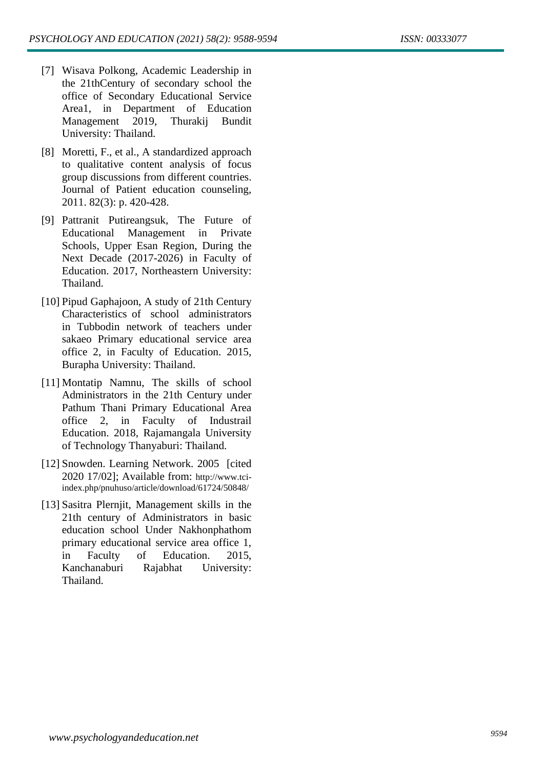[7] Wisava Polkong, Academic Leadership in the 21thCentury of secondary school the office of Secondary Educational Service Area1, in Department of Education Management 2019, Thurakij Bundit University: Thailand.

[8] Moretti, F., et al., A standardized approach to qualitative content analysis of focus group discussions from different countries. Journal of Patient education counseling, 2011. 82(3): p. 420-428.

[9] Pattranit Putireangsuk, The Future of Educational Management in Private Schools, Upper Esan Region, During the Next Decade (2017-2026) in Faculty of Education. 2017, Northeastern University: Thailand.

[10] Pipud Gaphajoon, A study of 21th Century Characteristics of school administrators in Tubbodin network of teachers under sakaeo Primary educational service area office 2, in Faculty of Education. 2015, Burapha University: Thailand.

[11] Montatip Namnu, The skills of school Administrators in the 21th Century under Pathum Thani Primary Educational Area office 2, in Faculty of Industrail Education. 2018, Rajamangala University of Technology Thanyaburi: Thailand.

[12] Snowden. Learning Network. 2005 [cited 2020 17/02]; Available from: http://www.tci-index.php/pnuhuso/article/download/61724/50848/

[13] Sasitra Plernjit, Management skills in the 21th century of Administrators in basic education school Under Nakhonphathom primary educational service area office 1, in Faculty of Education. 2015, Kanchanaburi Rajabhat University: Thailand.